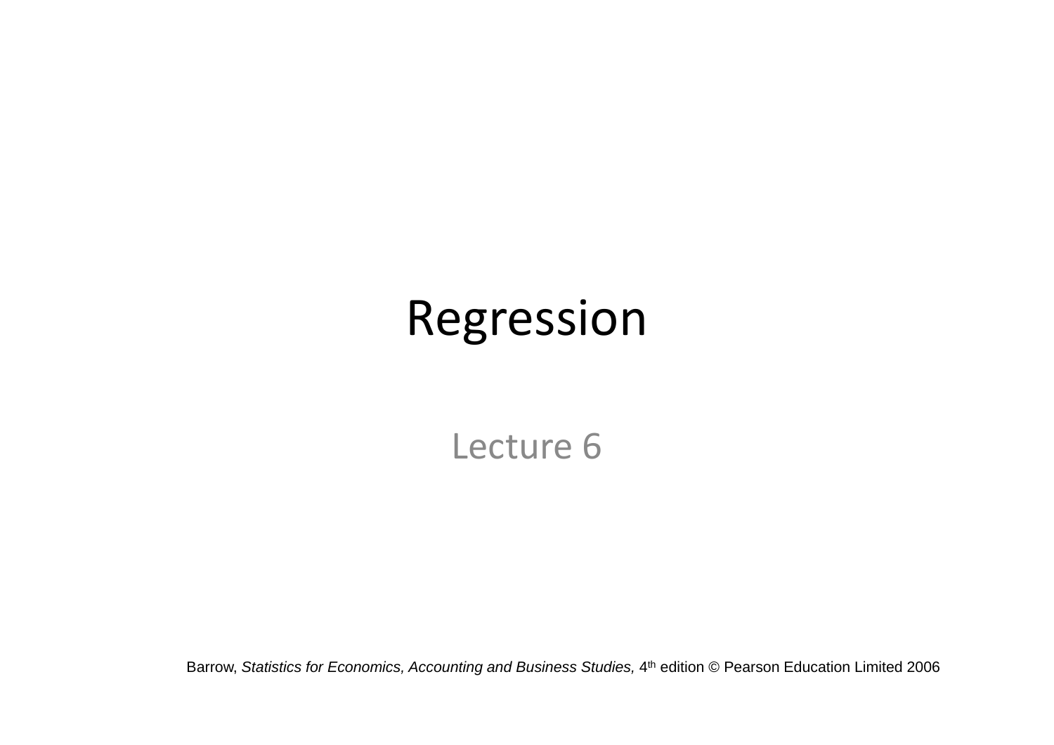# Regression

Lecture 6

Barrow, *Statistics for Economics, Accounting and Business Studies,* 4th edition © Pearson Education Limited 2006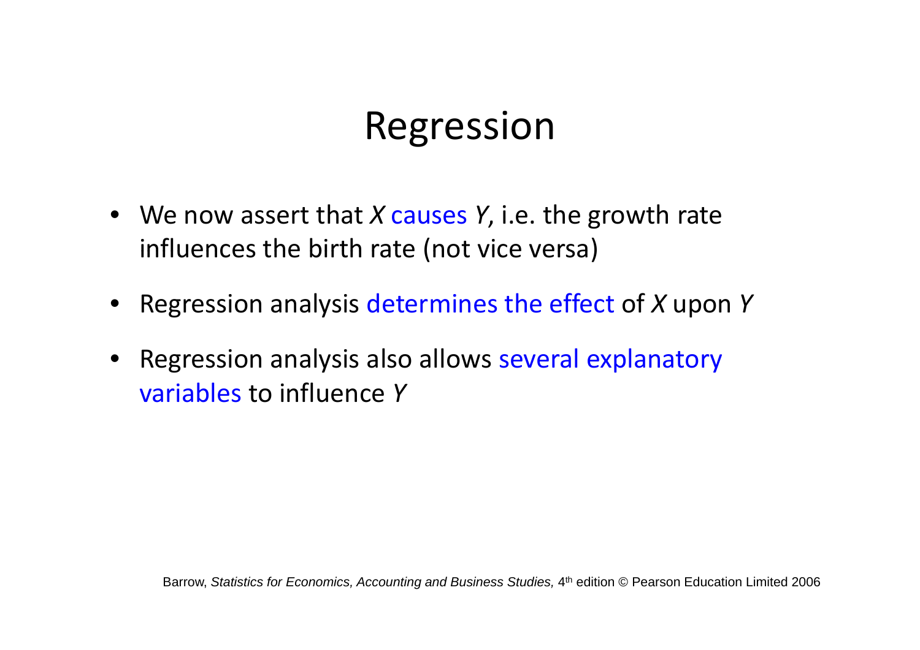# Regression

- We now assert that $X$ causes $Y$, i.e. the growth rate influences the birth rate (not vice versa)
- Regression analysis determines the effect of $X$ upon $Y$
- Regression analysis also allows several explanatory variables to influence $Y$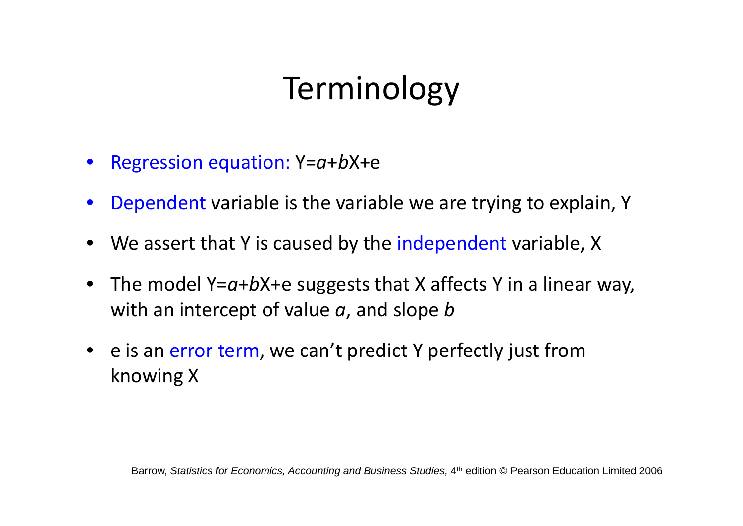# Terminology

- Regression equation: $Y=a+bX+e$
- Dependent variable is the variable we are trying to explain, $Y$
- We assert that $Y$ is caused by the independent variable, $X$
- The model $Y=a+bX+e$ suggests that $X$ affects $Y$ in a linear way, with an intercept of value $a$, and slope $b$
- $e$ is an error term, we can't predict $Y$ perfectly just from knowing $X$

Barrow, *Statistics for Economics, Accounting and Business Studies,* 4th edition © Pearson Education Limited 2006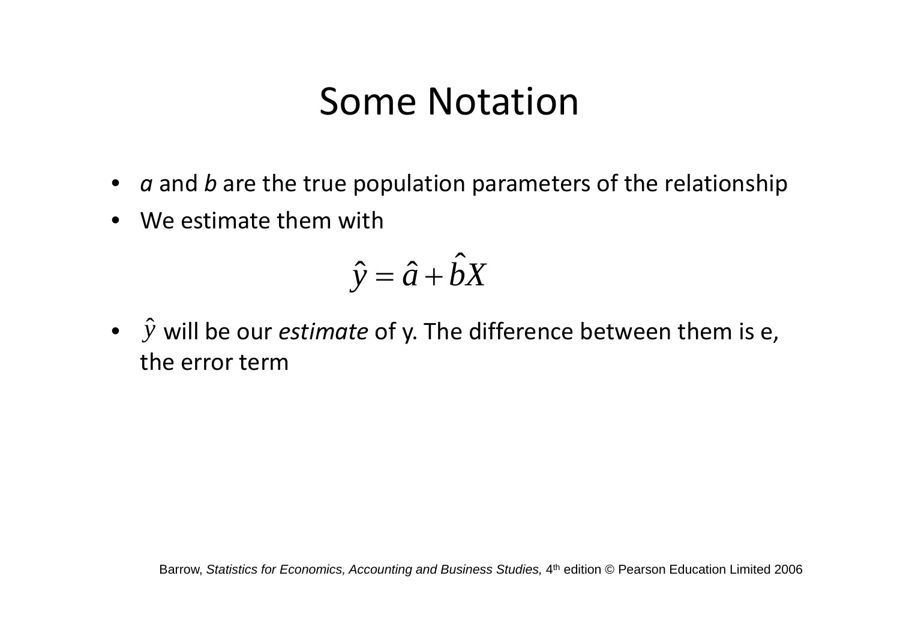# Some Notation

- *a* and *b* are the true population parameters of the relationship
- We estimate them with

$$\hat{y} = \hat{a} + \hat{b}X$$

- $\hat{y}$ will be our *estimate* of y. The difference between them is e, the error term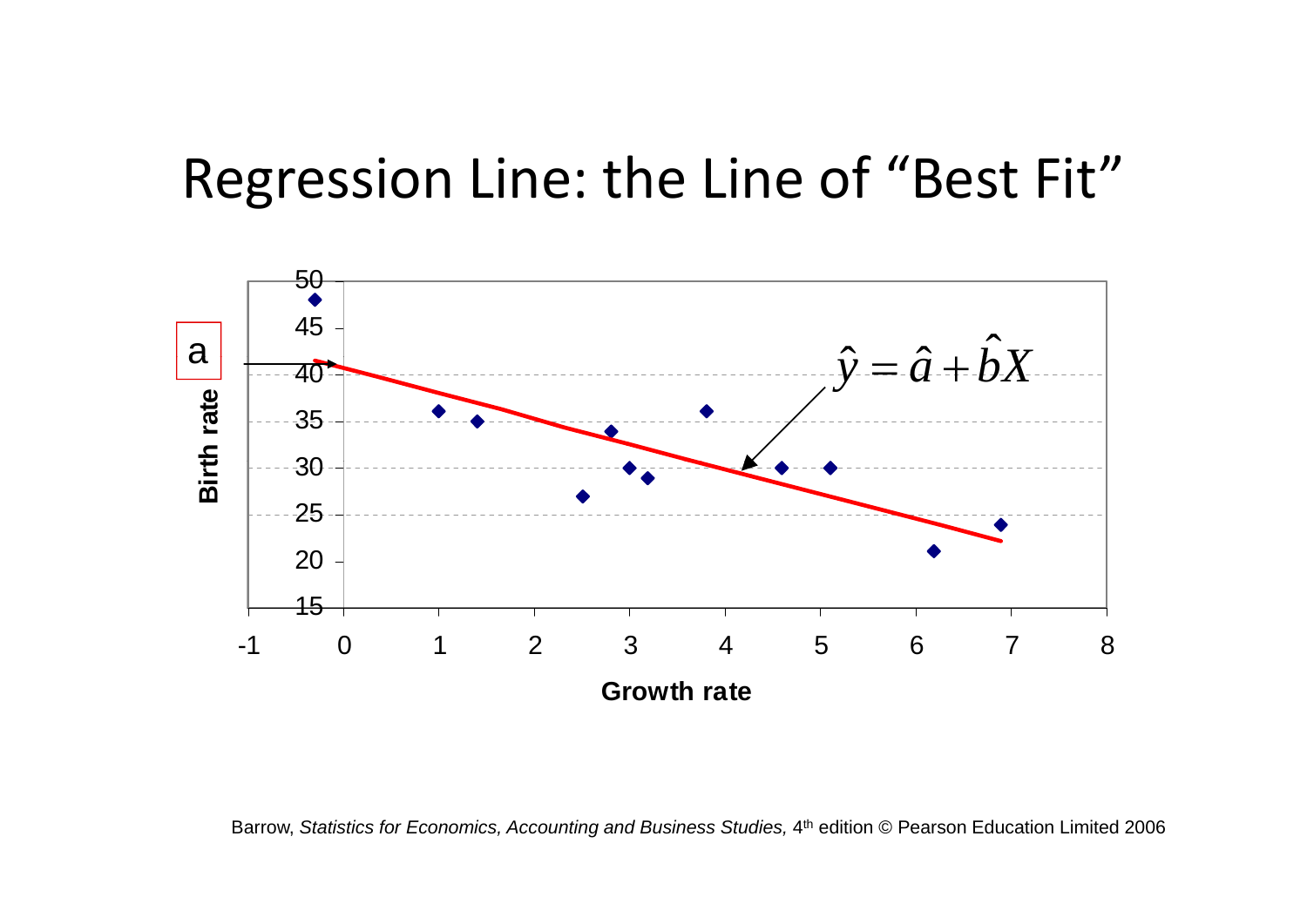# Regression Line: the Line of "Best Fit"

a

$$\hat{y} = \hat{a} + \hat{b}X$$

Birth rate

Growth rate

Barrow, *Statistics for Economics, Accounting and Business Studies,* 4th edition © Pearson Education Limited 2006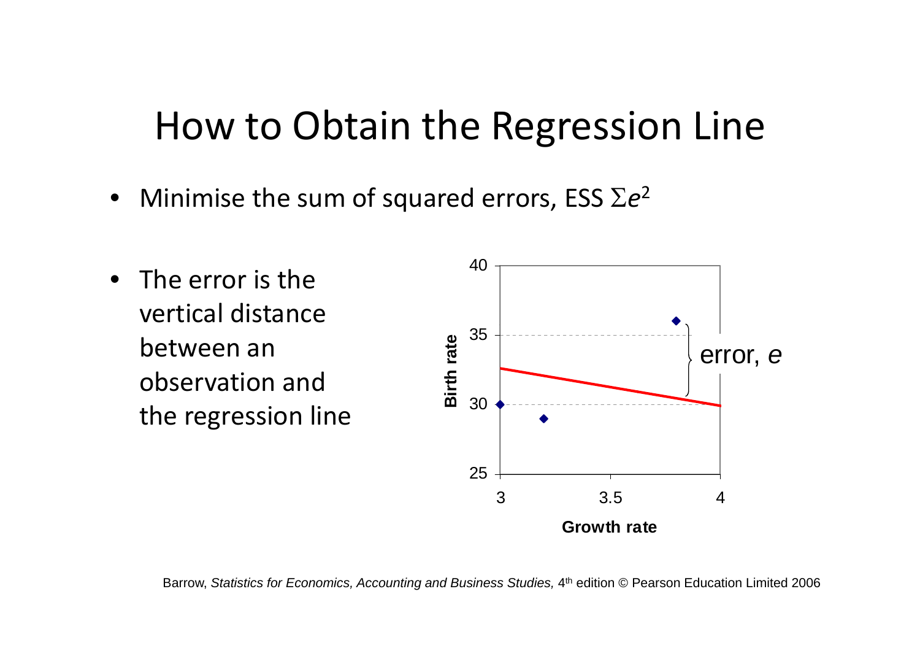# How to Obtain the Regression Line

- Minimise the sum of squared errors, ESS $\Sigma e^2$

- The error is the vertical distance between an observation and the regression line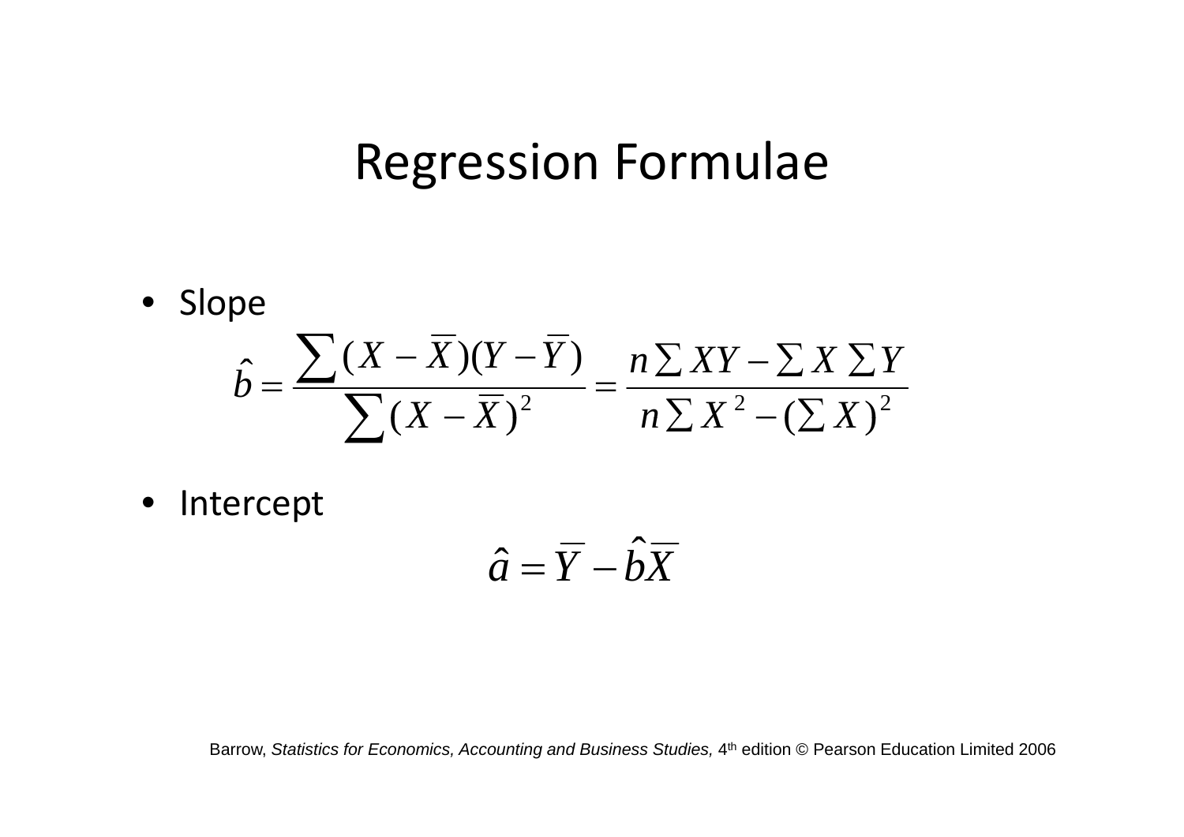# Regression Formulae

- Slope

$$\hat{b} = \frac{\sum (X - \overline{X})(Y - \overline{Y})}{\sum (X - \overline{X})^2} = \frac{n\sum XY - \sum X \sum Y}{n\sum X^2 - (\sum X)^2}$$

- Intercept

$$\hat{a} = \overline{Y} - \hat{b}\overline{X}$$

Barrow, *Statistics for Economics, Accounting and Business Studies,* 4th edition © Pearson Education Limited 2006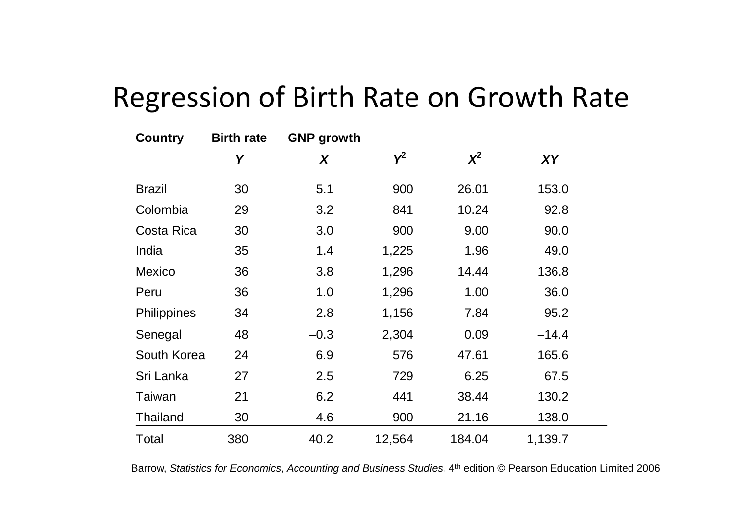# Regression of Birth Rate on Growth Rate

| Country | Birth rate $Y$ | GNP growth $X$ | $Y^2$ | $X^2$ | $XY$ |
|---|---|---|---|---|---|
| Brazil | 30 | 5.1 | 900 | 26.01 | 153.0 |
| Colombia | 29 | 3.2 | 841 | 10.24 | 92.8 |
| Costa Rica | 30 | 3.0 | 900 | 9.00 | 90.0 |
| India | 35 | 1.4 | 1,225 | 1.96 | 49.0 |
| Mexico | 36 | 3.8 | 1,296 | 14.44 | 136.8 |
| Peru | 36 | 1.0 | 1,296 | 1.00 | 36.0 |
| Philippines | 34 | 2.8 | 1,156 | 7.84 | 95.2 |
| Senegal | 48 | −0.3 | 2,304 | 0.09 | −14.4 |
| South Korea | 24 | 6.9 | 576 | 47.61 | 165.6 |
| Sri Lanka | 27 | 2.5 | 729 | 6.25 | 67.5 |
| Taiwan | 21 | 6.2 | 441 | 38.44 | 130.2 |
| Thailand | 30 | 4.6 | 900 | 21.16 | 138.0 |
| Total | 380 | 40.2 | 12,564 | 184.04 | 1,139.7 |

Barrow, *Statistics for Economics, Accounting and Business Studies,* 4th edition © Pearson Education Limited 2006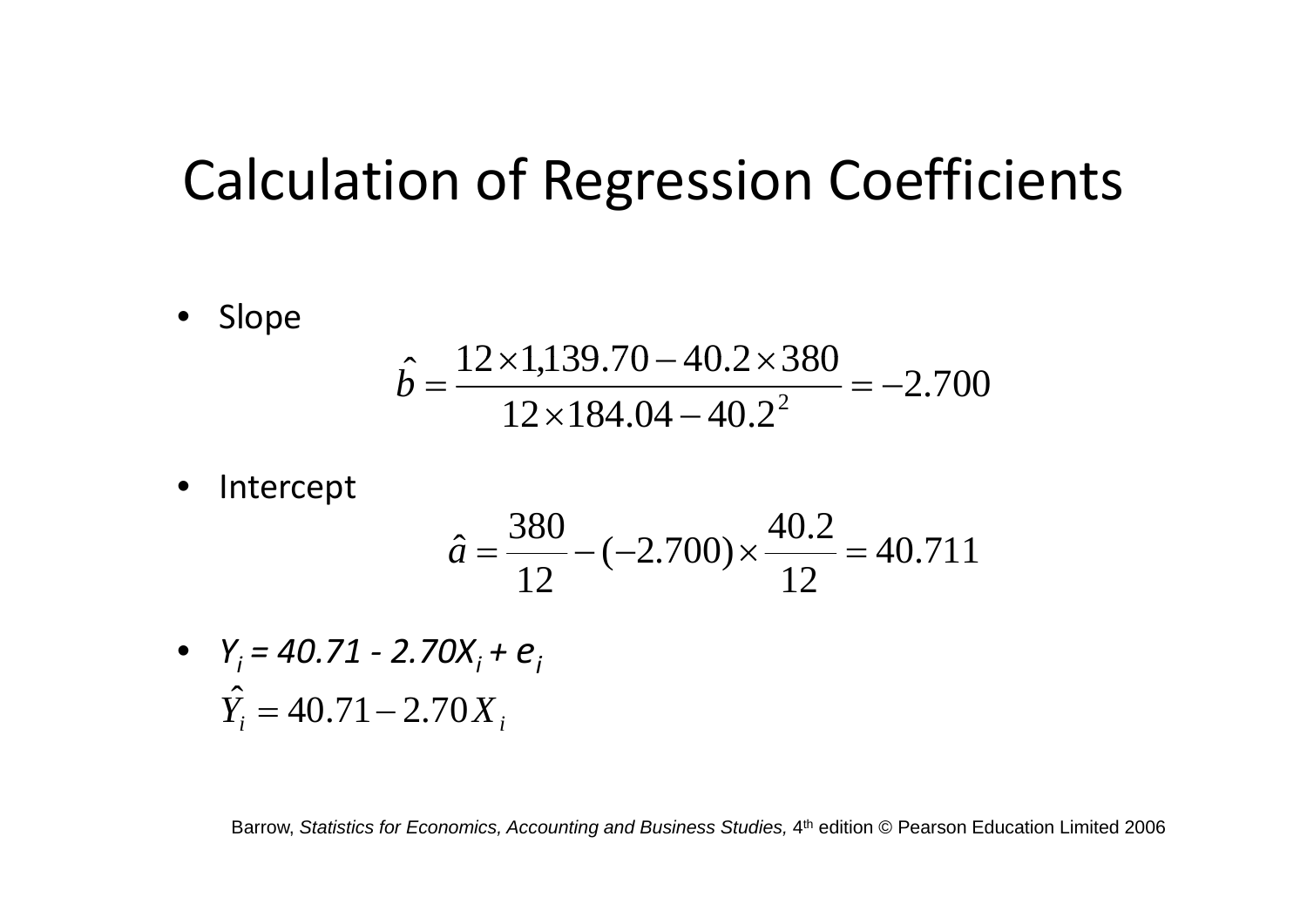# Calculation of Regression Coefficients

- Slope

$$\hat{b} = \frac{12 \times 1{,}139.70 - 40.2 \times 380}{12 \times 184.04 - 40.2^2} = -2.700$$

- Intercept

$$\hat{a} = \frac{380}{12} - (-2.700) \times \frac{40.2}{12} = 40.711$$

- $Y_i = 40.71 - 2.70X_i + e_i$

$$\hat{Y}_i = 40.71 - 2.70 X_i$$

Barrow, *Statistics for Economics, Accounting and Business Studies,* 4th edition © Pearson Education Limited 2006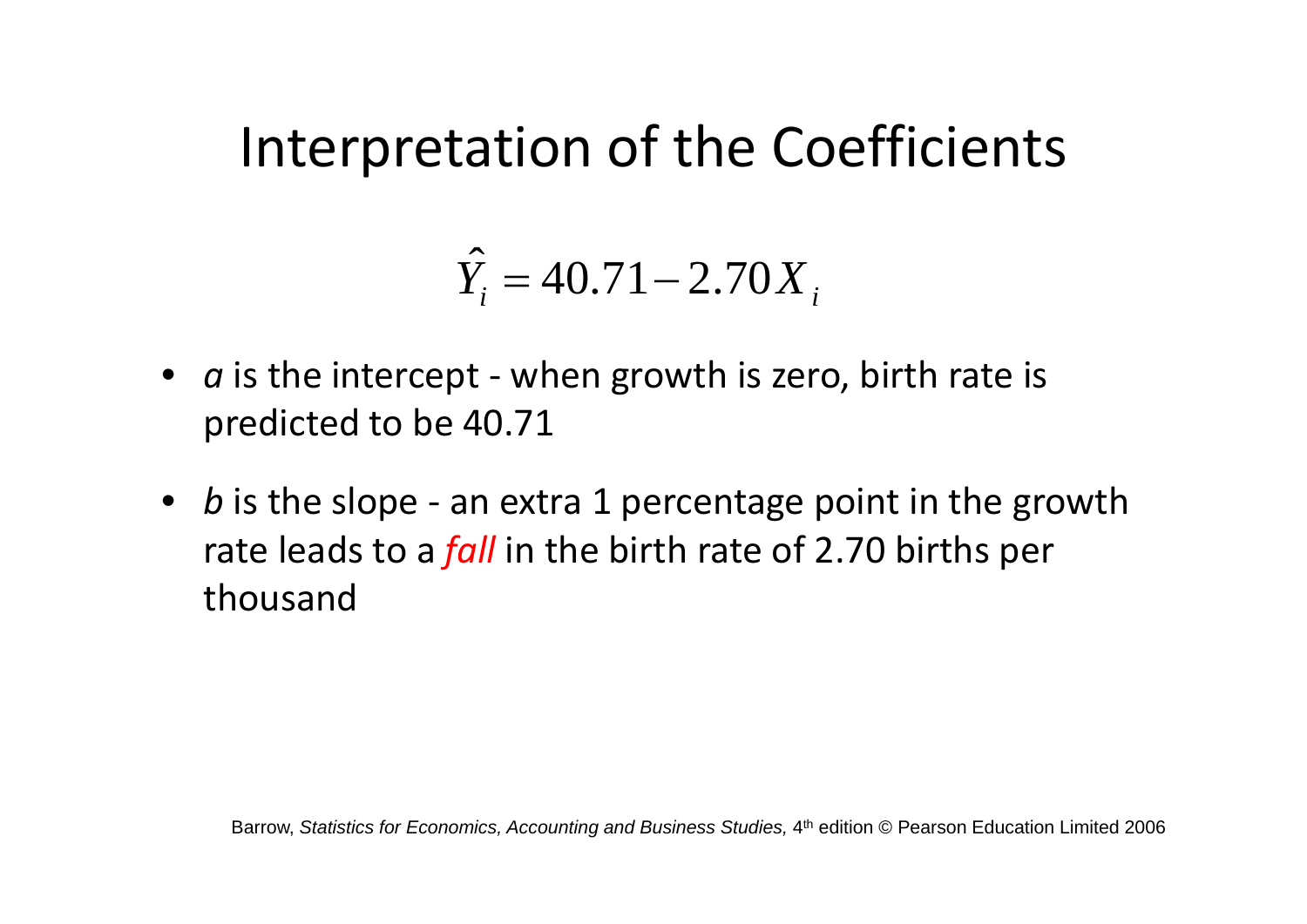# Interpretation of the Coefficients

$$\hat{Y}_i = 40.71 - 2.70X_i$$

- *a* is the intercept - when growth is zero, birth rate is predicted to be 40.71
- *b* is the slope - an extra 1 percentage point in the growth rate leads to a *fall* in the birth rate of 2.70 births per thousand

Barrow, *Statistics for Economics, Accounting and Business Studies,* 4th edition © Pearson Education Limited 2006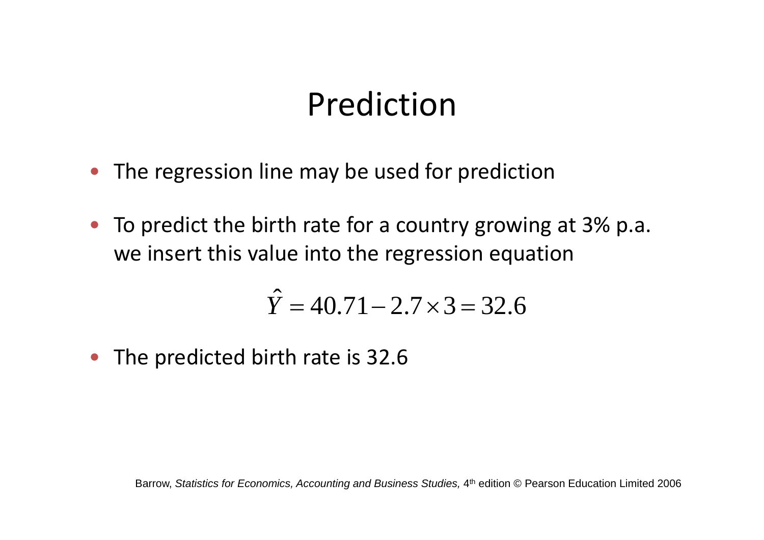# Prediction

- The regression line may be used for prediction
- To predict the birth rate for a country growing at 3% p.a. we insert this value into the regression equation

$$\hat{Y} = 40.71 - 2.7 \times 3 = 32.6$$

- The predicted birth rate is 32.6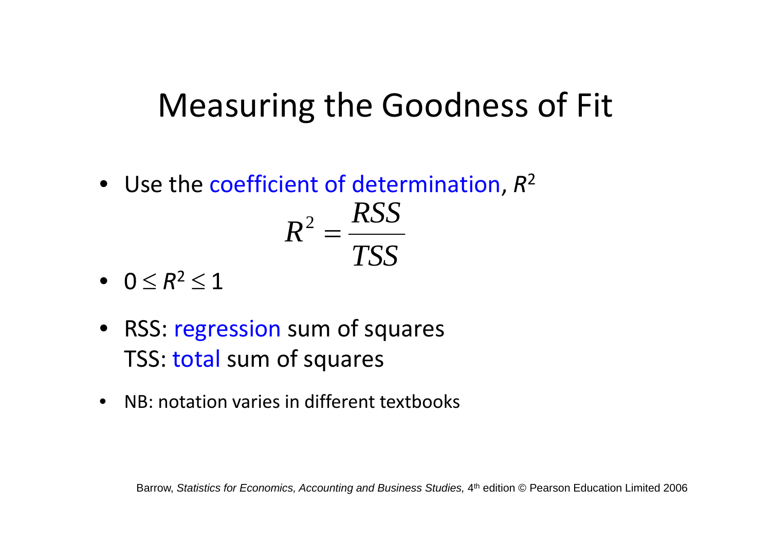# Measuring the Goodness of Fit

- Use the coefficient of determination, $R^2$

$$R^2 = \frac{RSS}{TSS}$$

- $0 \leq R^2 \leq 1$

- RSS: regression sum of squares
  TSS: total sum of squares

- NB: notation varies in different textbooks

Barrow, *Statistics for Economics, Accounting and Business Studies,* 4th edition © Pearson Education Limited 2006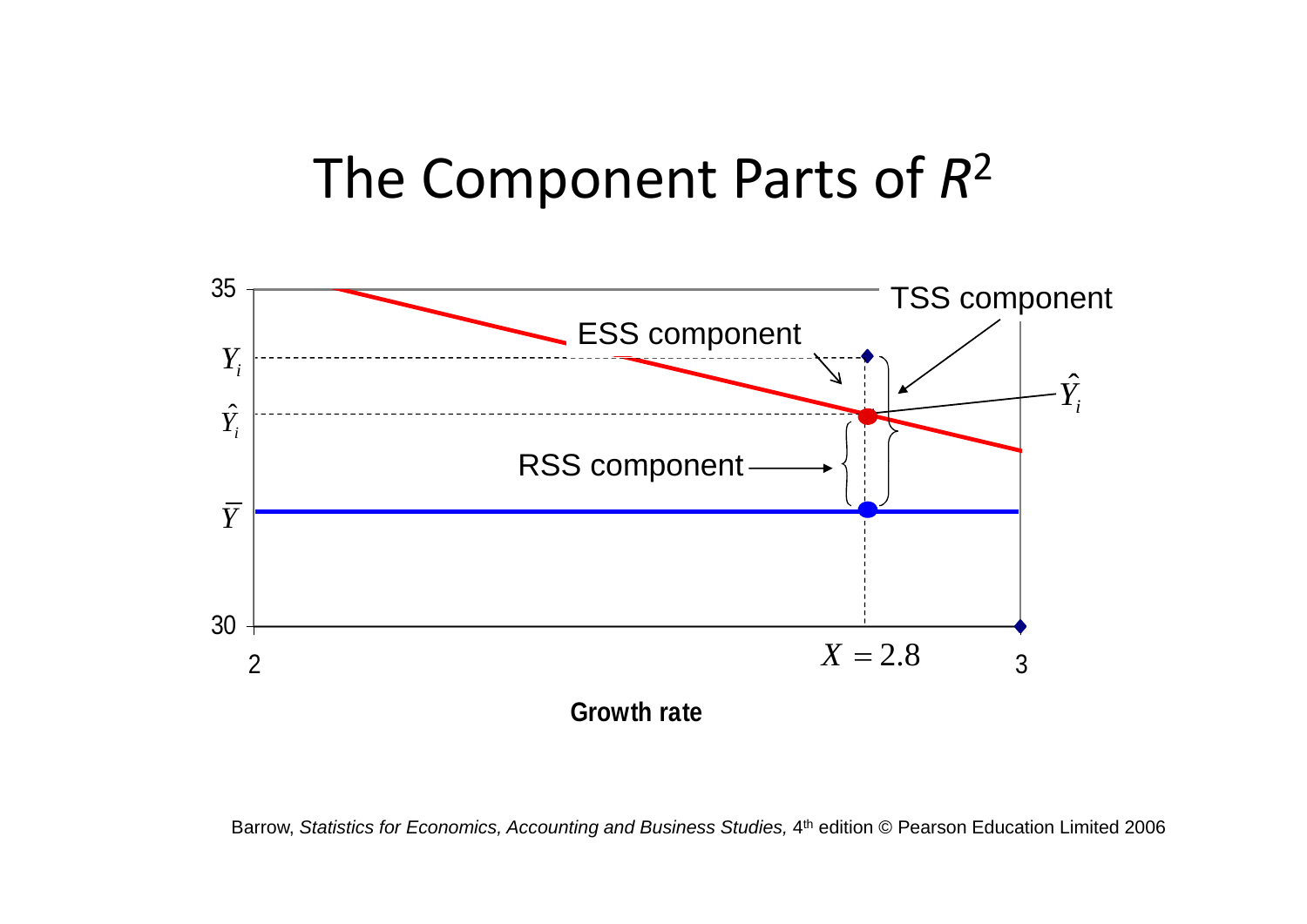# The Component Parts of $R^2$

35

$Y_i$

$\hat{Y}_i$

$\overline{Y}$

30

2

3

$X = 2.8$

TSS component

ESS component

RSS component

$\hat{Y}_i$

**Growth rate**

Barrow, *Statistics for Economics, Accounting and Business Studies,* 4th edition © Pearson Education Limited 2006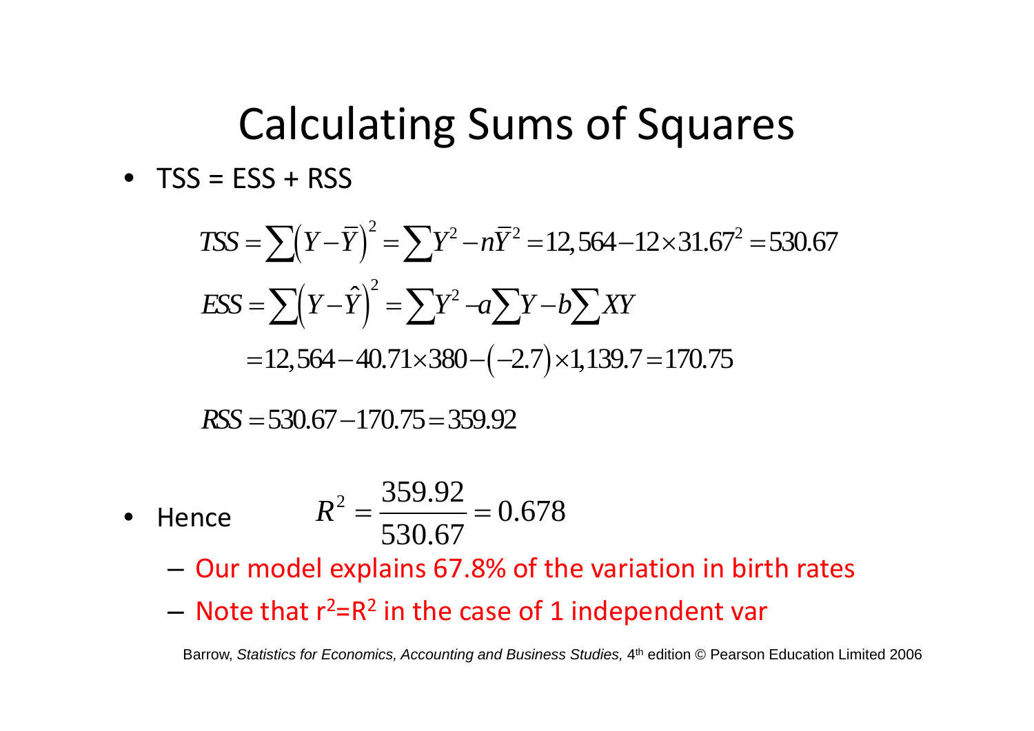# Calculating Sums of Squares

- TSS = ESS + RSS

$$TSS = \sum\left(Y - \bar{Y}\right)^2 = \sum Y^2 - n\bar{Y}^2 = 12{,}564 - 12 \times 31.67^2 = 530.67$$

$$ESS = \sum\left(Y - \hat{Y}\right)^2 = \sum Y^2 - a\sum Y - b\sum XY$$

$$= 12{,}564 - 40.71 \times 380 - \left(-2.7\right) \times 1{,}139.7 = 170.75$$

$$RSS = 530.67 - 170.75 = 359.92$$

- Hence $$R^2 = \frac{359.92}{530.67} = 0.678$$
  - Our model explains 67.8% of the variation in birth rates
  - Note that $r^2 = R^2$ in the case of 1 independent var

Barrow, *Statistics for Economics, Accounting and Business Studies,* 4th edition © Pearson Education Limited 2006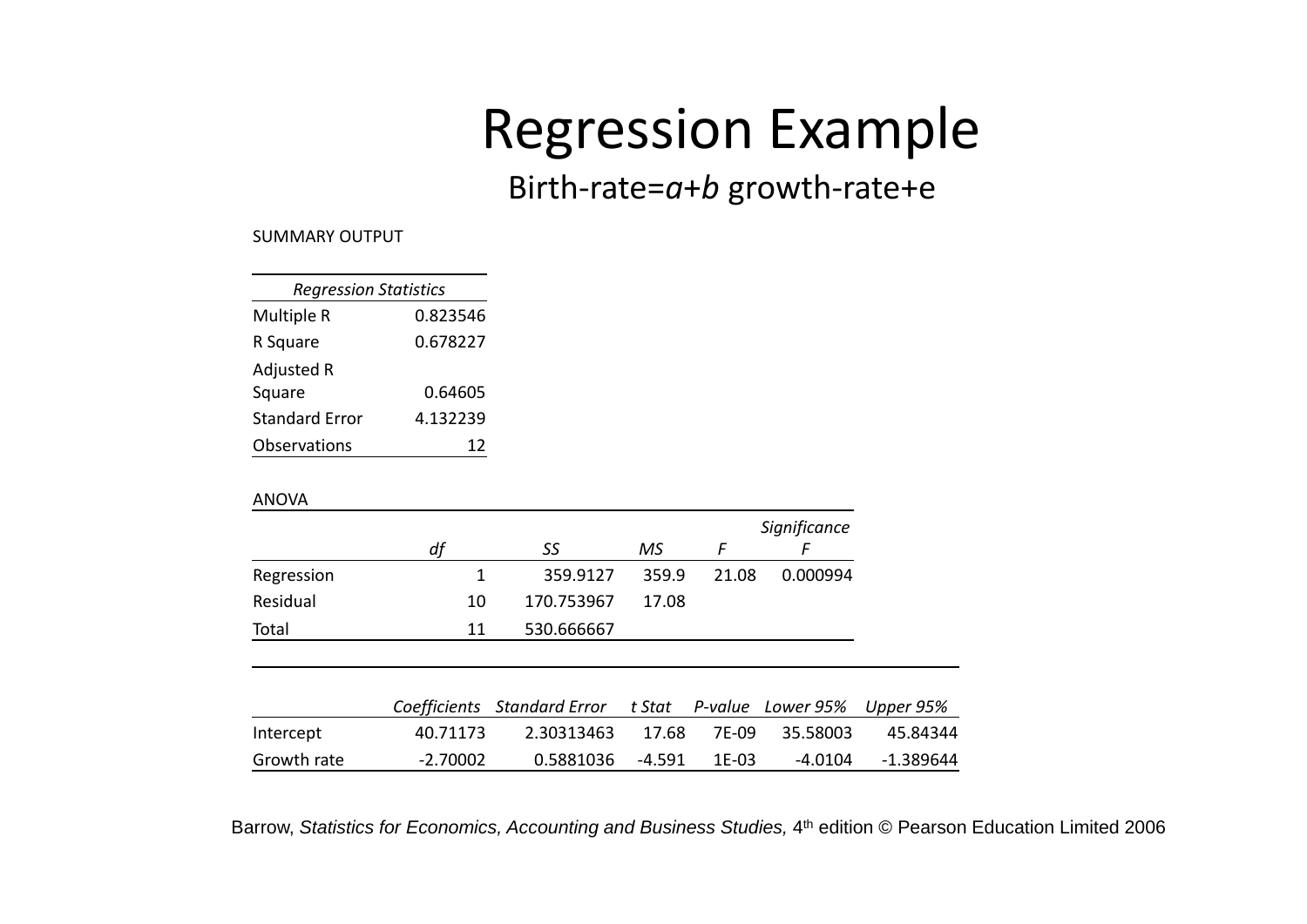# Regression Example

Birth-rate=*a*+*b* growth-rate+e

SUMMARY OUTPUT

| *Regression Statistics* | |
|---|---|
| Multiple R | 0.823546 |
| R Square | 0.678227 |
| Adjusted R Square | 0.64605 |
| Standard Error | 4.132239 |
| Observations | 12 |

ANOVA

| | *df* | *SS* | *MS* | *F* | *Significance F* |
|---|---|---|---|---|---|
| Regression | 1 | 359.9127 | 359.9 | 21.08 | 0.000994 |
| Residual | 10 | 170.753967 | 17.08 | | |
| Total | 11 | 530.666667 | | | |

| | *Coefficients* | *Standard Error* | *t Stat* | *P-value* | *Lower 95%* | *Upper 95%* |
|---|---|---|---|---|---|---|
| Intercept | 40.71173 | 2.30313463 | 17.68 | 7E-09 | 35.58003 | 45.84344 |
| Growth rate | -2.70002 | 0.5881036 | -4.591 | 1E-03 | -4.0104 | -1.389644 |

Barrow, *Statistics for Economics, Accounting and Business Studies,* 4th edition © Pearson Education Limited 2006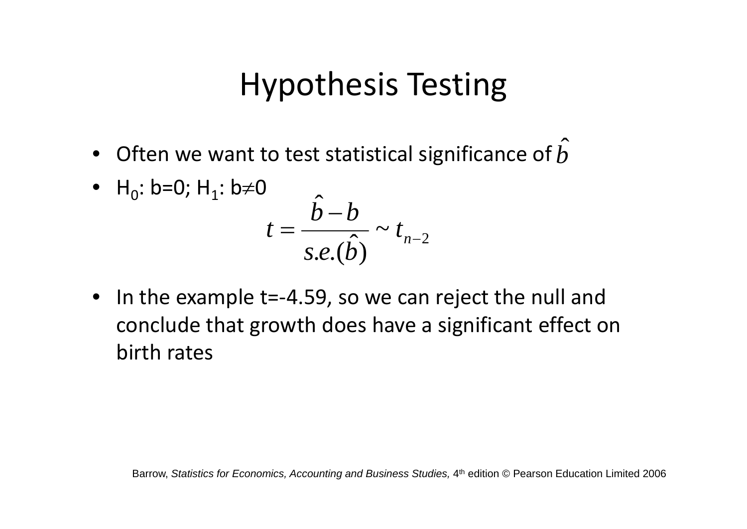# Hypothesis Testing

- Often we want to test statistical significance of $\hat{b}$
- $H_0$: b=0; $H_1$: b≠0

$$t = \frac{\hat{b} - b}{s.e.(\hat{b})} \sim t_{n-2}$$

- In the example t=-4.59, so we can reject the null and conclude that growth does have a significant effect on birth rates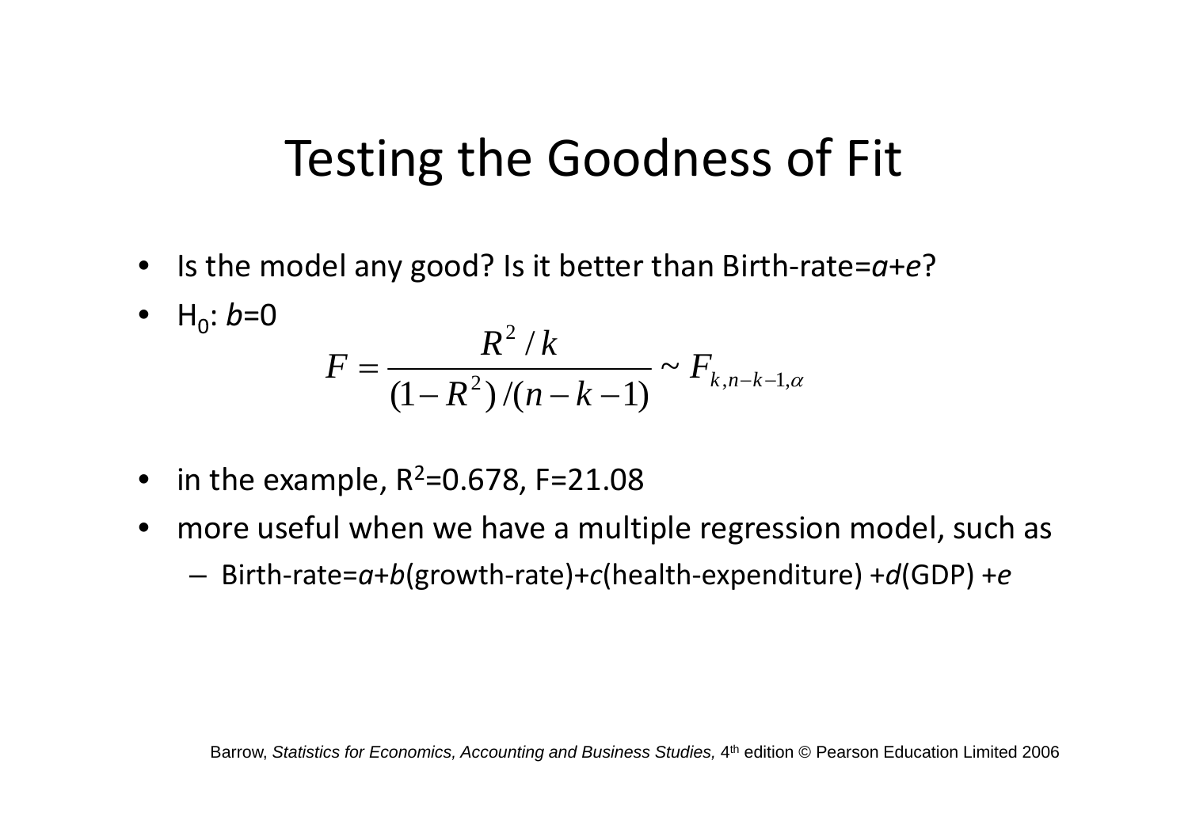# Testing the Goodness of Fit

- Is the model any good? Is it better than Birth-rate=*a*+*e*?
- $H_0$: *b*=0

$$F = \frac{R^2 / k}{(1 - R^2)/(n - k - 1)} \sim F_{k, n-k-1, \alpha}$$

- in the example, $R^2$=0.678, F=21.08
- more useful when we have a multiple regression model, such as
  - Birth-rate=*a*+*b*(growth-rate)+*c*(health-expenditure) +*d*(GDP) +*e*

Barrow, *Statistics for Economics, Accounting and Business Studies,* 4th edition © Pearson Education Limited 2006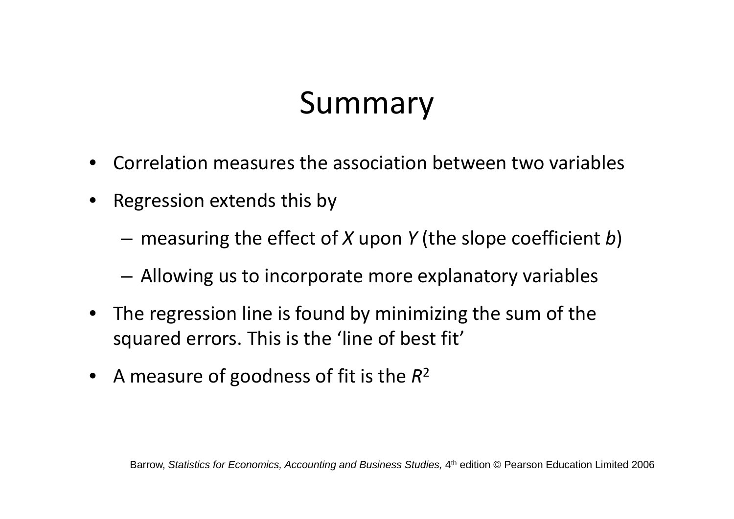# Summary

- Correlation measures the association between two variables
- Regression extends this by
  - measuring the effect of $X$ upon $Y$ (the slope coefficient $b$)
  - Allowing us to incorporate more explanatory variables
- The regression line is found by minimizing the sum of the squared errors. This is the 'line of best fit'
- A measure of goodness of fit is the $R^2$